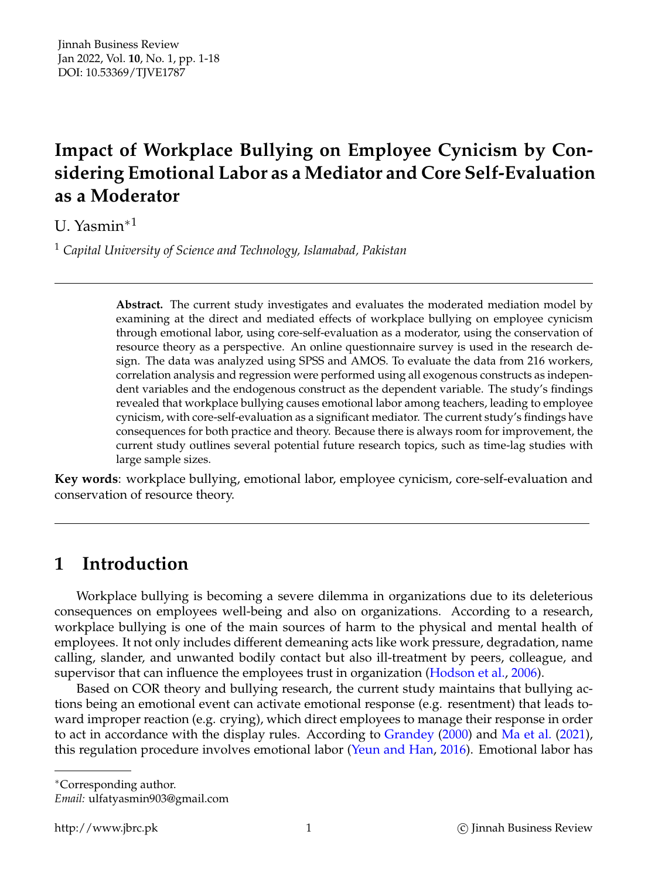# Impact of Workplace Bullying on Employee Cynicism by Considering Emotional Labor as a Mediator and Core Self-Evaluation as a Moderator

U. Yasmin*[1]

[1] *Capital University of Science and Technology, Islamabad, Pakistan*

---

**Abstract.** The current study investigates and evaluates the moderated mediation model by examining at the direct and mediated effects of workplace bullying on employee cynicism through emotional labor, using core-self-evaluation as a moderator, using the conservation of resource theory as a perspective. An online questionnaire survey is used in the research design. The data was analyzed using SPSS and AMOS. To evaluate the data from 216 workers, correlation analysis and regression were performed using all exogenous constructs as independent variables and the endogenous construct as the dependent variable. The study's findings revealed that workplace bullying causes emotional labor among teachers, leading to employee cynicism, with core-self-evaluation as a significant mediator. The current study's findings have consequences for both practice and theory. Because there is always room for improvement, the current study outlines several potential future research topics, such as time-lag studies with large sample sizes.

**Key words**: workplace bullying, emotional labor, employee cynicism, core-self-evaluation and conservation of resource theory.

---

## 1 Introduction

Workplace bullying is becoming a severe dilemma in organizations due to its deleterious consequences on employees well-being and also on organizations. According to a research, workplace bullying is one of the main sources of harm to the physical and mental health of employees. It not only includes different demeaning acts like work pressure, degradation, name calling, slander, and unwanted bodily contact but also ill-treatment by peers, colleague, and supervisor that can influence the employees trust in organization (Hodson et al., 2006).

Based on COR theory and bullying research, the current study maintains that bullying actions being an emotional event can activate emotional response (e.g. resentment) that leads toward improper reaction (e.g. crying), which direct employees to manage their response in order to act in accordance with the display rules. According to Grandey (2000) and Ma et al. (2021), this regulation procedure involves emotional labor (Yeun and Han, 2016). Emotional labor has

---

*Corresponding author.
*Email:* ulfatyasmin903@gmail.com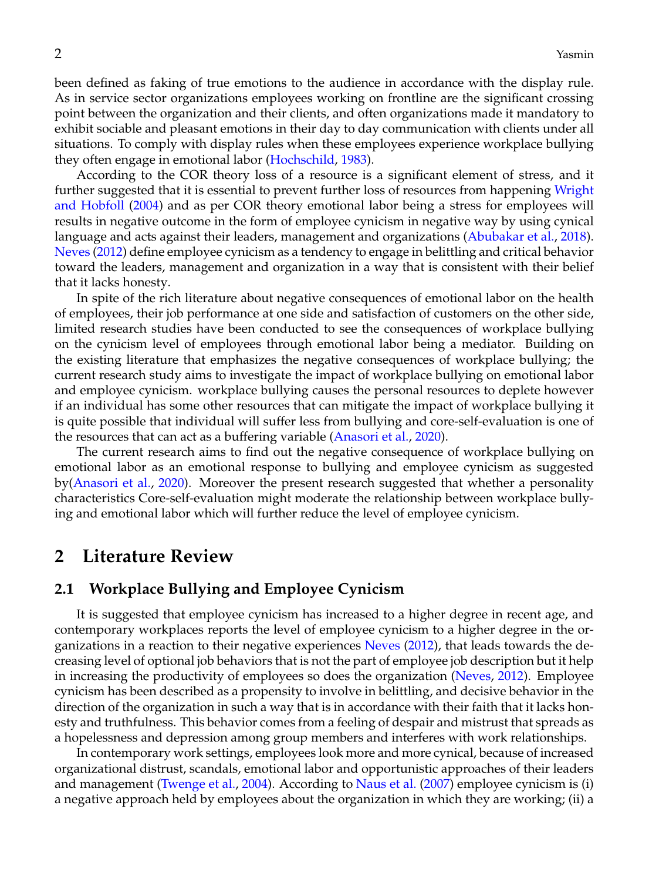been defined as faking of true emotions to the audience in accordance with the display rule. As in service sector organizations employees working on frontline are the significant crossing point between the organization and their clients, and often organizations made it mandatory to exhibit sociable and pleasant emotions in their day to day communication with clients under all situations. To comply with display rules when these employees experience workplace bullying they often engage in emotional labor (Hochschild, 1983).

According to the COR theory loss of a resource is a significant element of stress, and it further suggested that it is essential to prevent further loss of resources from happening Wright and Hobfoll (2004) and as per COR theory emotional labor being a stress for employees will results in negative outcome in the form of employee cynicism in negative way by using cynical language and acts against their leaders, management and organizations (Abubakar et al., 2018). Neves (2012) define employee cynicism as a tendency to engage in belittling and critical behavior toward the leaders, management and organization in a way that is consistent with their belief that it lacks honesty.

In spite of the rich literature about negative consequences of emotional labor on the health of employees, their job performance at one side and satisfaction of customers on the other side, limited research studies have been conducted to see the consequences of workplace bullying on the cynicism level of employees through emotional labor being a mediator. Building on the existing literature that emphasizes the negative consequences of workplace bullying; the current research study aims to investigate the impact of workplace bullying on emotional labor and employee cynicism. workplace bullying causes the personal resources to deplete however if an individual has some other resources that can mitigate the impact of workplace bullying it is quite possible that individual will suffer less from bullying and core-self-evaluation is one of the resources that can act as a buffering variable (Anasori et al., 2020).

The current research aims to find out the negative consequence of workplace bullying on emotional labor as an emotional response to bullying and employee cynicism as suggested by(Anasori et al., 2020). Moreover the present research suggested that whether a personality characteristics Core-self-evaluation might moderate the relationship between workplace bullying and emotional labor which will further reduce the level of employee cynicism.

# 2 Literature Review

## 2.1 Workplace Bullying and Employee Cynicism

It is suggested that employee cynicism has increased to a higher degree in recent age, and contemporary workplaces reports the level of employee cynicism to a higher degree in the organizations in a reaction to their negative experiences Neves (2012), that leads towards the decreasing level of optional job behaviors that is not the part of employee job description but it help in increasing the productivity of employees so does the organization (Neves, 2012). Employee cynicism has been described as a propensity to involve in belittling, and decisive behavior in the direction of the organization in such a way that is in accordance with their faith that it lacks honesty and truthfulness. This behavior comes from a feeling of despair and mistrust that spreads as a hopelessness and depression among group members and interferes with work relationships.

In contemporary work settings, employees look more and more cynical, because of increased organizational distrust, scandals, emotional labor and opportunistic approaches of their leaders and management (Twenge et al., 2004). According to Naus et al. (2007) employee cynicism is (i) a negative approach held by employees about the organization in which they are working; (ii) a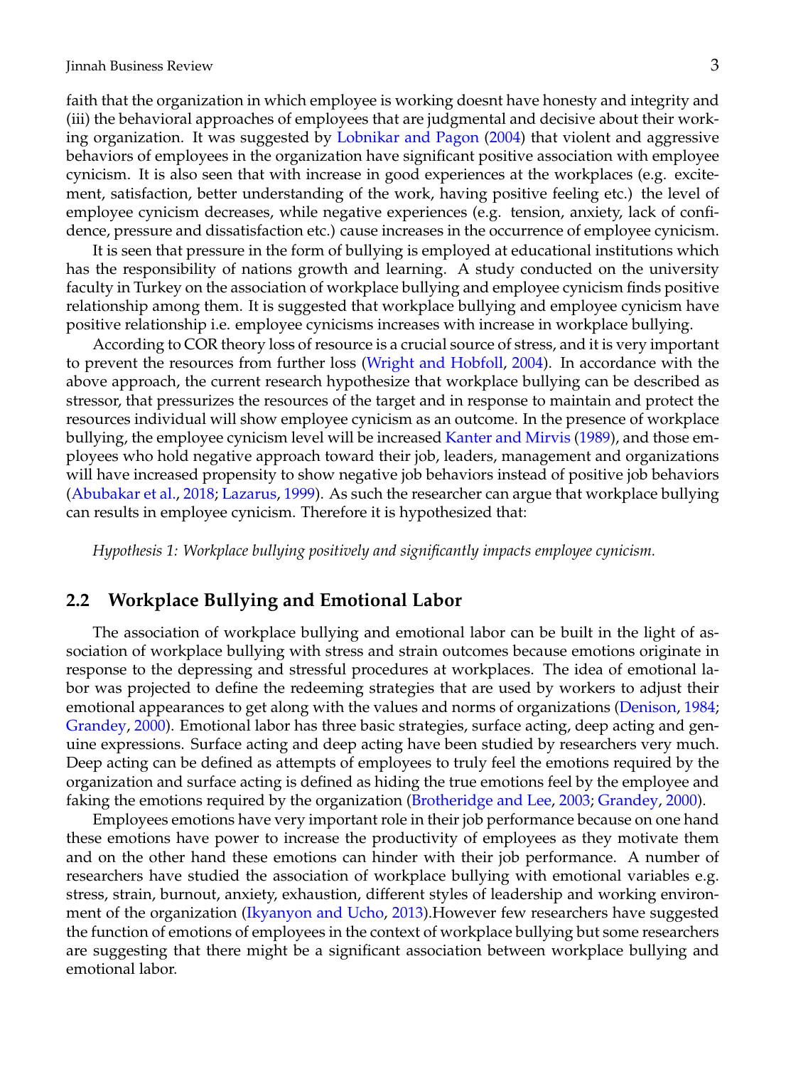faith that the organization in which employee is working doesnt have honesty and integrity and (iii) the behavioral approaches of employees that are judgmental and decisive about their working organization. It was suggested by Lobnikar and Pagon (2004) that violent and aggressive behaviors of employees in the organization have significant positive association with employee cynicism. It is also seen that with increase in good experiences at the workplaces (e.g. excitement, satisfaction, better understanding of the work, having positive feeling etc.) the level of employee cynicism decreases, while negative experiences (e.g. tension, anxiety, lack of confidence, pressure and dissatisfaction etc.) cause increases in the occurrence of employee cynicism.

It is seen that pressure in the form of bullying is employed at educational institutions which has the responsibility of nations growth and learning. A study conducted on the university faculty in Turkey on the association of workplace bullying and employee cynicism finds positive relationship among them. It is suggested that workplace bullying and employee cynicism have positive relationship i.e. employee cynicisms increases with increase in workplace bullying.

According to COR theory loss of resource is a crucial source of stress, and it is very important to prevent the resources from further loss (Wright and Hobfoll, 2004). In accordance with the above approach, the current research hypothesize that workplace bullying can be described as stressor, that pressurizes the resources of the target and in response to maintain and protect the resources individual will show employee cynicism as an outcome. In the presence of workplace bullying, the employee cynicism level will be increased Kanter and Mirvis (1989), and those employees who hold negative approach toward their job, leaders, management and organizations will have increased propensity to show negative job behaviors instead of positive job behaviors (Abubakar et al., 2018; Lazarus, 1999). As such the researcher can argue that workplace bullying can results in employee cynicism. Therefore it is hypothesized that:

*Hypothesis 1: Workplace bullying positively and significantly impacts employee cynicism.*

## 2.2 Workplace Bullying and Emotional Labor

The association of workplace bullying and emotional labor can be built in the light of association of workplace bullying with stress and strain outcomes because emotions originate in response to the depressing and stressful procedures at workplaces. The idea of emotional labor was projected to define the redeeming strategies that are used by workers to adjust their emotional appearances to get along with the values and norms of organizations (Denison, 1984; Grandey, 2000). Emotional labor has three basic strategies, surface acting, deep acting and genuine expressions. Surface acting and deep acting have been studied by researchers very much. Deep acting can be defined as attempts of employees to truly feel the emotions required by the organization and surface acting is defined as hiding the true emotions feel by the employee and faking the emotions required by the organization (Brotheridge and Lee, 2003; Grandey, 2000).

Employees emotions have very important role in their job performance because on one hand these emotions have power to increase the productivity of employees as they motivate them and on the other hand these emotions can hinder with their job performance. A number of researchers have studied the association of workplace bullying with emotional variables e.g. stress, strain, burnout, anxiety, exhaustion, different styles of leadership and working environment of the organization (Ikyanyon and Ucho, 2013).However few researchers have suggested the function of emotions of employees in the context of workplace bullying but some researchers are suggesting that there might be a significant association between workplace bullying and emotional labor.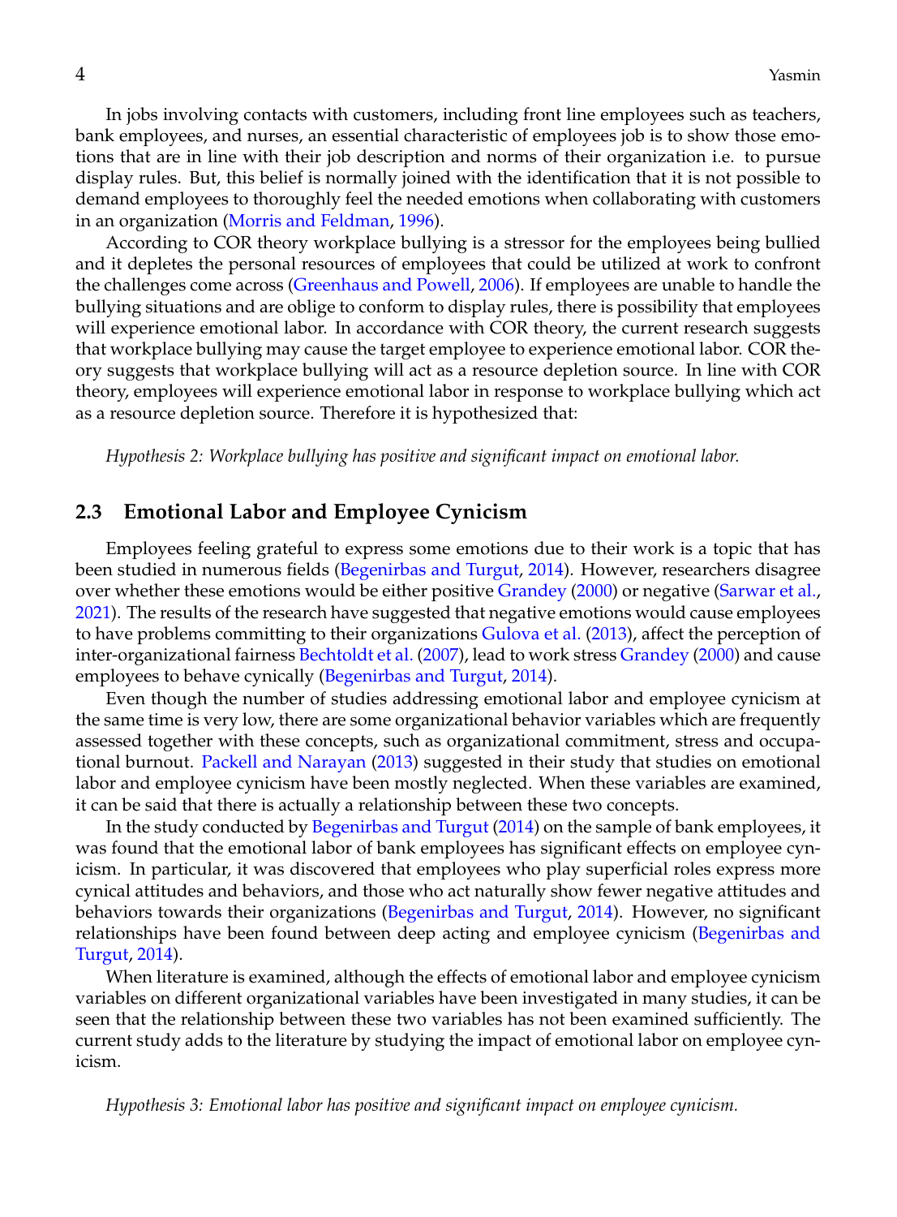In jobs involving contacts with customers, including front line employees such as teachers, bank employees, and nurses, an essential characteristic of employees job is to show those emotions that are in line with their job description and norms of their organization i.e. to pursue display rules. But, this belief is normally joined with the identification that it is not possible to demand employees to thoroughly feel the needed emotions when collaborating with customers in an organization (Morris and Feldman, 1996).

According to COR theory workplace bullying is a stressor for the employees being bullied and it depletes the personal resources of employees that could be utilized at work to confront the challenges come across (Greenhaus and Powell, 2006). If employees are unable to handle the bullying situations and are oblige to conform to display rules, there is possibility that employees will experience emotional labor. In accordance with COR theory, the current research suggests that workplace bullying may cause the target employee to experience emotional labor. COR theory suggests that workplace bullying will act as a resource depletion source. In line with COR theory, employees will experience emotional labor in response to workplace bullying which act as a resource depletion source. Therefore it is hypothesized that:

*Hypothesis 2: Workplace bullying has positive and significant impact on emotional labor.*

## 2.3 Emotional Labor and Employee Cynicism

Employees feeling grateful to express some emotions due to their work is a topic that has been studied in numerous fields (Begenirbas and Turgut, 2014). However, researchers disagree over whether these emotions would be either positive Grandey (2000) or negative (Sarwar et al., 2021). The results of the research have suggested that negative emotions would cause employees to have problems committing to their organizations Gulova et al. (2013), affect the perception of inter-organizational fairness Bechtoldt et al. (2007), lead to work stress Grandey (2000) and cause employees to behave cynically (Begenirbas and Turgut, 2014).

Even though the number of studies addressing emotional labor and employee cynicism at the same time is very low, there are some organizational behavior variables which are frequently assessed together with these concepts, such as organizational commitment, stress and occupational burnout. Packell and Narayan (2013) suggested in their study that studies on emotional labor and employee cynicism have been mostly neglected. When these variables are examined, it can be said that there is actually a relationship between these two concepts.

In the study conducted by Begenirbas and Turgut (2014) on the sample of bank employees, it was found that the emotional labor of bank employees has significant effects on employee cynicism. In particular, it was discovered that employees who play superficial roles express more cynical attitudes and behaviors, and those who act naturally show fewer negative attitudes and behaviors towards their organizations (Begenirbas and Turgut, 2014). However, no significant relationships have been found between deep acting and employee cynicism (Begenirbas and Turgut, 2014).

When literature is examined, although the effects of emotional labor and employee cynicism variables on different organizational variables have been investigated in many studies, it can be seen that the relationship between these two variables has not been examined sufficiently. The current study adds to the literature by studying the impact of emotional labor on employee cynicism.

*Hypothesis 3: Emotional labor has positive and significant impact on employee cynicism.*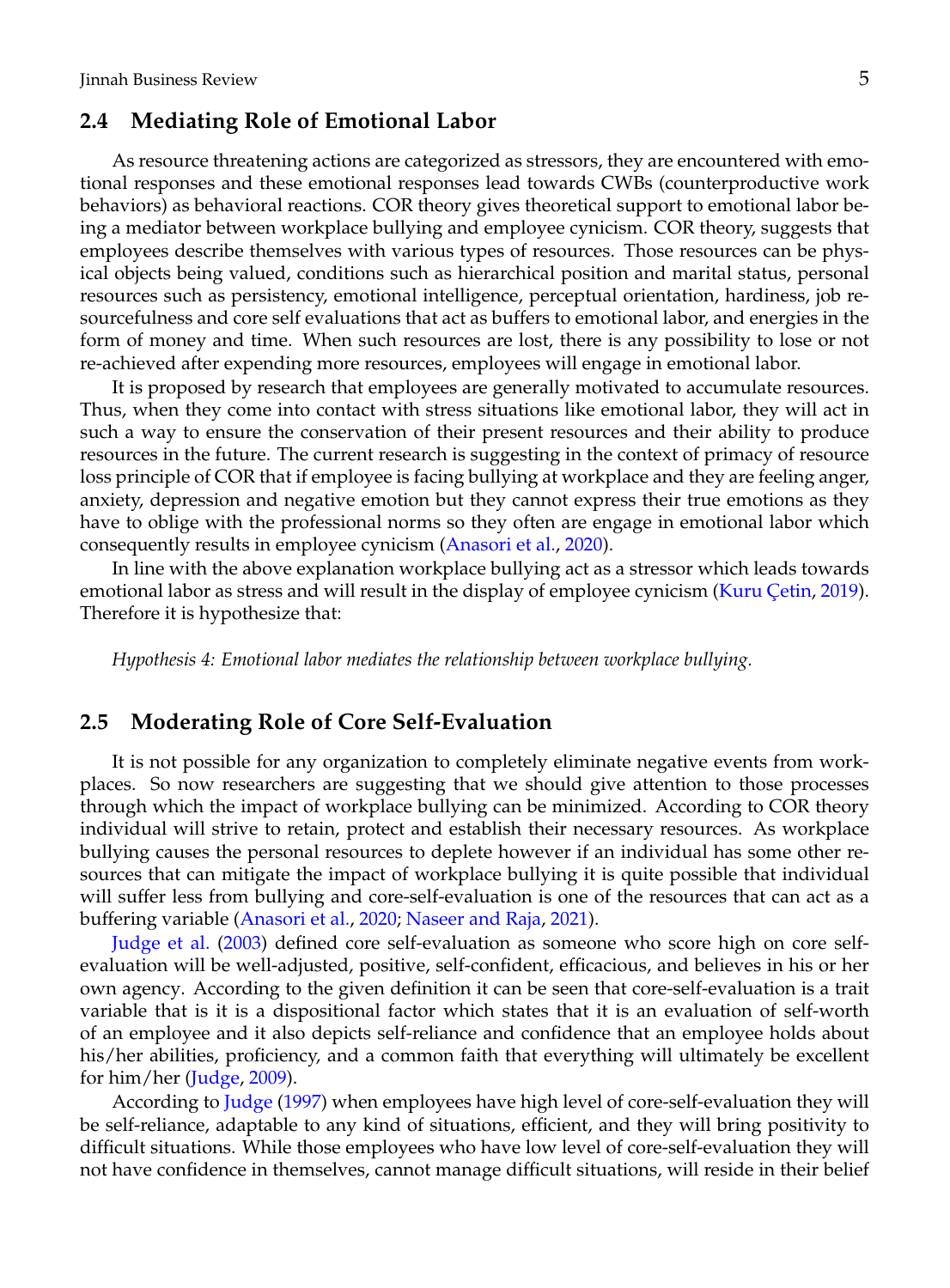## 2.4 Mediating Role of Emotional Labor

As resource threatening actions are categorized as stressors, they are encountered with emotional responses and these emotional responses lead towards CWBs (counterproductive work behaviors) as behavioral reactions. COR theory gives theoretical support to emotional labor being a mediator between workplace bullying and employee cynicism. COR theory, suggests that employees describe themselves with various types of resources. Those resources can be physical objects being valued, conditions such as hierarchical position and marital status, personal resources such as persistency, emotional intelligence, perceptual orientation, hardiness, job resourcefulness and core self evaluations that act as buffers to emotional labor, and energies in the form of money and time. When such resources are lost, there is any possibility to lose or not re-achieved after expending more resources, employees will engage in emotional labor.

It is proposed by research that employees are generally motivated to accumulate resources. Thus, when they come into contact with stress situations like emotional labor, they will act in such a way to ensure the conservation of their present resources and their ability to produce resources in the future. The current research is suggesting in the context of primacy of resource loss principle of COR that if employee is facing bullying at workplace and they are feeling anger, anxiety, depression and negative emotion but they cannot express their true emotions as they have to oblige with the professional norms so they often are engage in emotional labor which consequently results in employee cynicism (Anasori et al., 2020).

In line with the above explanation workplace bullying act as a stressor which leads towards emotional labor as stress and will result in the display of employee cynicism (Kuru Çetin, 2019). Therefore it is hypothesize that:

*Hypothesis 4: Emotional labor mediates the relationship between workplace bullying.*

## 2.5 Moderating Role of Core Self-Evaluation

It is not possible for any organization to completely eliminate negative events from workplaces. So now researchers are suggesting that we should give attention to those processes through which the impact of workplace bullying can be minimized. According to COR theory individual will strive to retain, protect and establish their necessary resources. As workplace bullying causes the personal resources to deplete however if an individual has some other resources that can mitigate the impact of workplace bullying it is quite possible that individual will suffer less from bullying and core-self-evaluation is one of the resources that can act as a buffering variable (Anasori et al., 2020; Naseer and Raja, 2021).

Judge et al. (2003) defined core self-evaluation as someone who score high on core self-evaluation will be well-adjusted, positive, self-confident, efficacious, and believes in his or her own agency. According to the given definition it can be seen that core-self-evaluation is a trait variable that is it is a dispositional factor which states that it is an evaluation of self-worth of an employee and it also depicts self-reliance and confidence that an employee holds about his/her abilities, proficiency, and a common faith that everything will ultimately be excellent for him/her (Judge, 2009).

According to Judge (1997) when employees have high level of core-self-evaluation they will be self-reliance, adaptable to any kind of situations, efficient, and they will bring positivity to difficult situations. While those employees who have low level of core-self-evaluation they will not have confidence in themselves, cannot manage difficult situations, will reside in their belief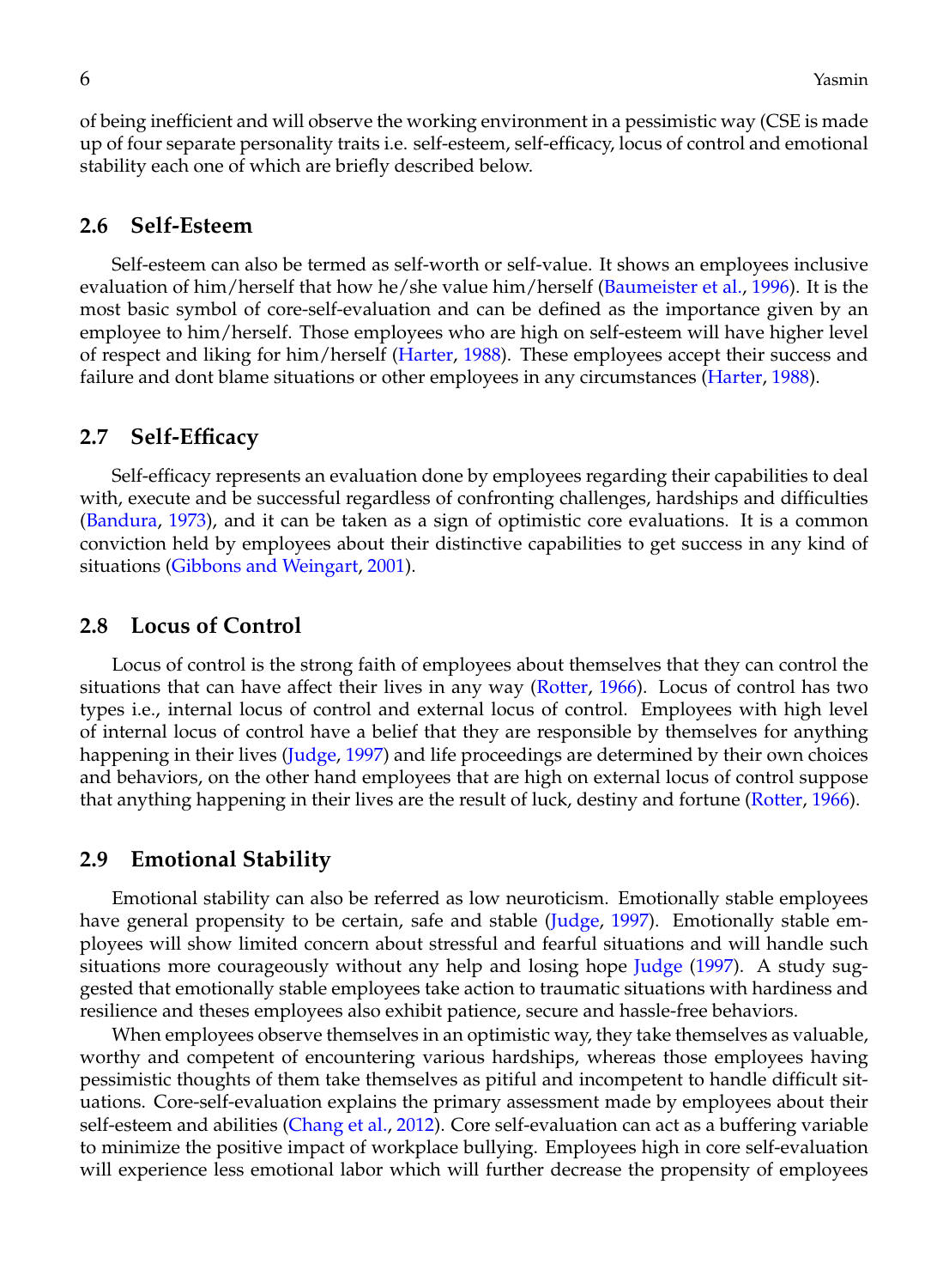of being inefficient and will observe the working environment in a pessimistic way (CSE is made up of four separate personality traits i.e. self-esteem, self-efficacy, locus of control and emotional stability each one of which are briefly described below.

## 2.6 Self-Esteem

Self-esteem can also be termed as self-worth or self-value. It shows an employees inclusive evaluation of him/herself that how he/she value him/herself (Baumeister et al., 1996). It is the most basic symbol of core-self-evaluation and can be defined as the importance given by an employee to him/herself. Those employees who are high on self-esteem will have higher level of respect and liking for him/herself (Harter, 1988). These employees accept their success and failure and dont blame situations or other employees in any circumstances (Harter, 1988).

## 2.7 Self-Efficacy

Self-efficacy represents an evaluation done by employees regarding their capabilities to deal with, execute and be successful regardless of confronting challenges, hardships and difficulties (Bandura, 1973), and it can be taken as a sign of optimistic core evaluations. It is a common conviction held by employees about their distinctive capabilities to get success in any kind of situations (Gibbons and Weingart, 2001).

## 2.8 Locus of Control

Locus of control is the strong faith of employees about themselves that they can control the situations that can have affect their lives in any way (Rotter, 1966). Locus of control has two types i.e., internal locus of control and external locus of control. Employees with high level of internal locus of control have a belief that they are responsible by themselves for anything happening in their lives (Judge, 1997) and life proceedings are determined by their own choices and behaviors, on the other hand employees that are high on external locus of control suppose that anything happening in their lives are the result of luck, destiny and fortune (Rotter, 1966).

## 2.9 Emotional Stability

Emotional stability can also be referred as low neuroticism. Emotionally stable employees have general propensity to be certain, safe and stable (Judge, 1997). Emotionally stable employees will show limited concern about stressful and fearful situations and will handle such situations more courageously without any help and losing hope Judge (1997). A study suggested that emotionally stable employees take action to traumatic situations with hardiness and resilience and theses employees also exhibit patience, secure and hassle-free behaviors.

When employees observe themselves in an optimistic way, they take themselves as valuable, worthy and competent of encountering various hardships, whereas those employees having pessimistic thoughts of them take themselves as pitiful and incompetent to handle difficult situations. Core-self-evaluation explains the primary assessment made by employees about their self-esteem and abilities (Chang et al., 2012). Core self-evaluation can act as a buffering variable to minimize the positive impact of workplace bullying. Employees high in core self-evaluation will experience less emotional labor which will further decrease the propensity of employees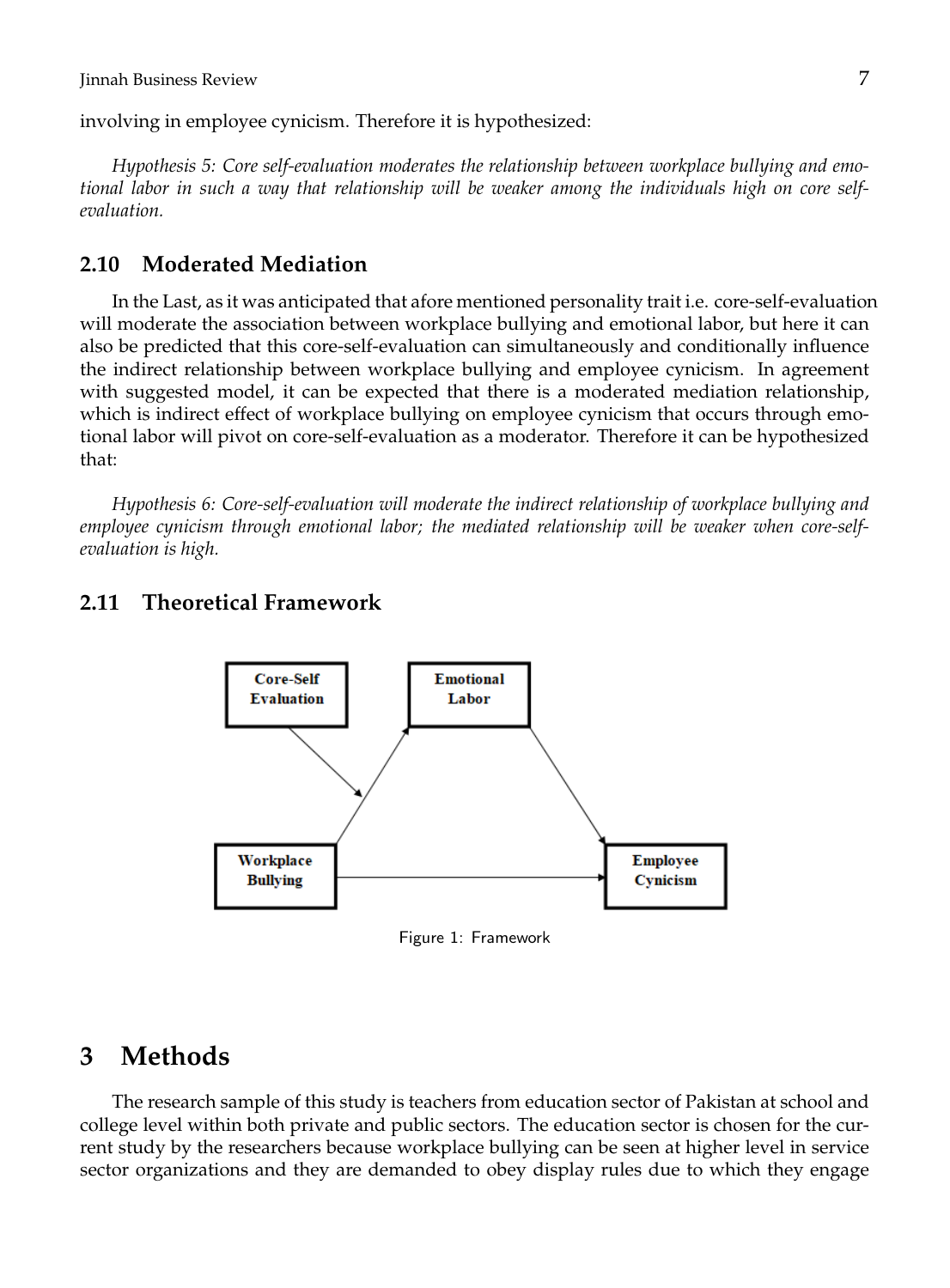involving in employee cynicism. Therefore it is hypothesized:

*Hypothesis 5: Core self-evaluation moderates the relationship between workplace bullying and emotional labor in such a way that relationship will be weaker among the individuals high on core self-evaluation.*

## 2.10 Moderated Mediation

In the Last, as it was anticipated that afore mentioned personality trait i.e. core-self-evaluation will moderate the association between workplace bullying and emotional labor, but here it can also be predicted that this core-self-evaluation can simultaneously and conditionally influence the indirect relationship between workplace bullying and employee cynicism. In agreement with suggested model, it can be expected that there is a moderated mediation relationship, which is indirect effect of workplace bullying on employee cynicism that occurs through emotional labor will pivot on core-self-evaluation as a moderator. Therefore it can be hypothesized that:

*Hypothesis 6: Core-self-evaluation will moderate the indirect relationship of workplace bullying and employee cynicism through emotional labor; the mediated relationship will be weaker when core-self-evaluation is high.*

## 2.11 Theoretical Framework

Core-Self Evaluation | Emotional Labor | Workplace Bullying | Employee Cynicism

Figure 1: Framework

# 3 Methods

The research sample of this study is teachers from education sector of Pakistan at school and college level within both private and public sectors. The education sector is chosen for the current study by the researchers because workplace bullying can be seen at higher level in service sector organizations and they are demanded to obey display rules due to which they engage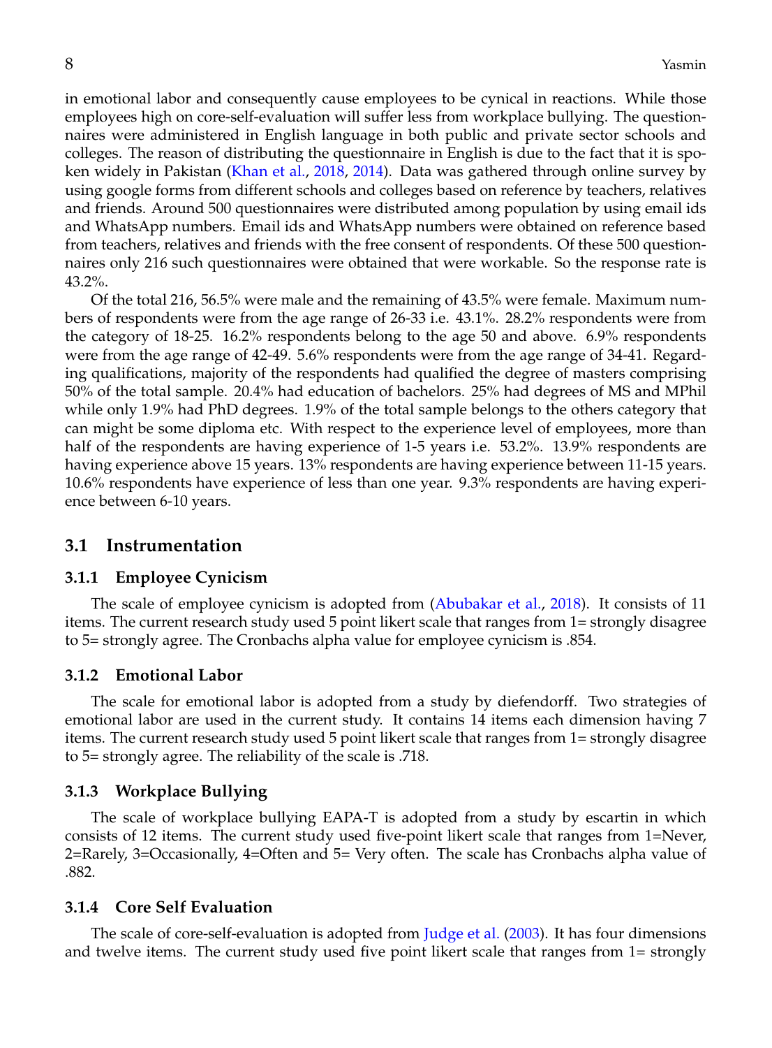in emotional labor and consequently cause employees to be cynical in reactions. While those employees high on core-self-evaluation will suffer less from workplace bullying. The questionnaires were administered in English language in both public and private sector schools and colleges. The reason of distributing the questionnaire in English is due to the fact that it is spoken widely in Pakistan (Khan et al., 2018, 2014). Data was gathered through online survey by using google forms from different schools and colleges based on reference by teachers, relatives and friends. Around 500 questionnaires were distributed among population by using email ids and WhatsApp numbers. Email ids and WhatsApp numbers were obtained on reference based from teachers, relatives and friends with the free consent of respondents. Of these 500 questionnaires only 216 such questionnaires were obtained that were workable. So the response rate is 43.2%.

Of the total 216, 56.5% were male and the remaining of 43.5% were female. Maximum numbers of respondents were from the age range of 26-33 i.e. 43.1%. 28.2% respondents were from the category of 18-25. 16.2% respondents belong to the age 50 and above. 6.9% respondents were from the age range of 42-49. 5.6% respondents were from the age range of 34-41. Regarding qualifications, majority of the respondents had qualified the degree of masters comprising 50% of the total sample. 20.4% had education of bachelors. 25% had degrees of MS and MPhil while only 1.9% had PhD degrees. 1.9% of the total sample belongs to the others category that can might be some diploma etc. With respect to the experience level of employees, more than half of the respondents are having experience of 1-5 years i.e. 53.2%. 13.9% respondents are having experience above 15 years. 13% respondents are having experience between 11-15 years. 10.6% respondents have experience of less than one year. 9.3% respondents are having experience between 6-10 years.

## 3.1 Instrumentation

### 3.1.1 Employee Cynicism

The scale of employee cynicism is adopted from (Abubakar et al., 2018). It consists of 11 items. The current research study used 5 point likert scale that ranges from 1= strongly disagree to 5= strongly agree. The Cronbachs alpha value for employee cynicism is .854.

### 3.1.2 Emotional Labor

The scale for emotional labor is adopted from a study by diefendorff. Two strategies of emotional labor are used in the current study. It contains 14 items each dimension having 7 items. The current research study used 5 point likert scale that ranges from 1= strongly disagree to 5= strongly agree. The reliability of the scale is .718.

### 3.1.3 Workplace Bullying

The scale of workplace bullying EAPA-T is adopted from a study by escartin in which consists of 12 items. The current study used five-point likert scale that ranges from 1=Never, 2=Rarely, 3=Occasionally, 4=Often and 5= Very often. The scale has Cronbachs alpha value of .882.

### 3.1.4 Core Self Evaluation

The scale of core-self-evaluation is adopted from Judge et al. (2003). It has four dimensions and twelve items. The current study used five point likert scale that ranges from 1= strongly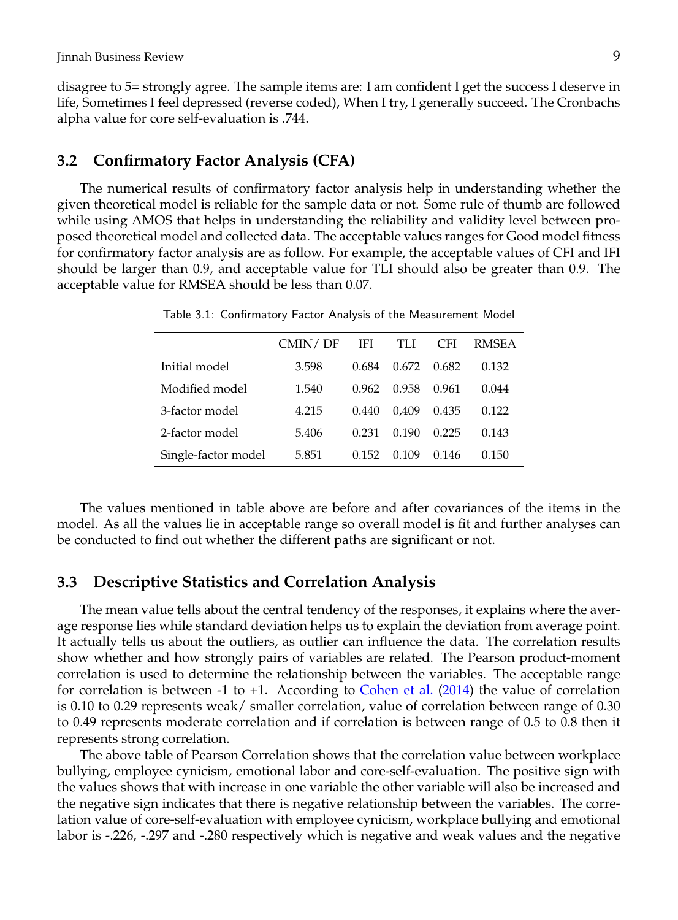disagree to 5= strongly agree. The sample items are: I am confident I get the success I deserve in life, Sometimes I feel depressed (reverse coded), When I try, I generally succeed. The Cronbachs alpha value for core self-evaluation is .744.

### 3.2 Confirmatory Factor Analysis (CFA)

The numerical results of confirmatory factor analysis help in understanding whether the given theoretical model is reliable for the sample data or not. Some rule of thumb are followed while using AMOS that helps in understanding the reliability and validity level between proposed theoretical model and collected data. The acceptable values ranges for Good model fitness for confirmatory factor analysis are as follow. For example, the acceptable values of CFI and IFI should be larger than 0.9, and acceptable value for TLI should also be greater than 0.9. The acceptable value for RMSEA should be less than 0.07.

Table 3.1: Confirmatory Factor Analysis of the Measurement Model

| | CMIN/ DF | IFI | TLI | CFI | RMSEA |
|---|---|---|---|---|---|
| Initial model | 3.598 | 0.684 | 0.672 | 0.682 | 0.132 |
| Modified model | 1.540 | 0.962 | 0.958 | 0.961 | 0.044 |
| 3-factor model | 4.215 | 0.440 | 0,409 | 0.435 | 0.122 |
| 2-factor model | 5.406 | 0.231 | 0.190 | 0.225 | 0.143 |
| Single-factor model | 5.851 | 0.152 | 0.109 | 0.146 | 0.150 |

The values mentioned in table above are before and after covariances of the items in the model. As all the values lie in acceptable range so overall model is fit and further analyses can be conducted to find out whether the different paths are significant or not.

### 3.3 Descriptive Statistics and Correlation Analysis

The mean value tells about the central tendency of the responses, it explains where the average response lies while standard deviation helps us to explain the deviation from average point. It actually tells us about the outliers, as outlier can influence the data. The correlation results show whether and how strongly pairs of variables are related. The Pearson product-moment correlation is used to determine the relationship between the variables. The acceptable range for correlation is between -1 to +1. According to Cohen et al. (2014) the value of correlation is 0.10 to 0.29 represents weak/ smaller correlation, value of correlation between range of 0.30 to 0.49 represents moderate correlation and if correlation is between range of 0.5 to 0.8 then it represents strong correlation.

The above table of Pearson Correlation shows that the correlation value between workplace bullying, employee cynicism, emotional labor and core-self-evaluation. The positive sign with the values shows that with increase in one variable the other variable will also be increased and the negative sign indicates that there is negative relationship between the variables. The correlation value of core-self-evaluation with employee cynicism, workplace bullying and emotional labor is -.226, -.297 and -.280 respectively which is negative and weak values and the negative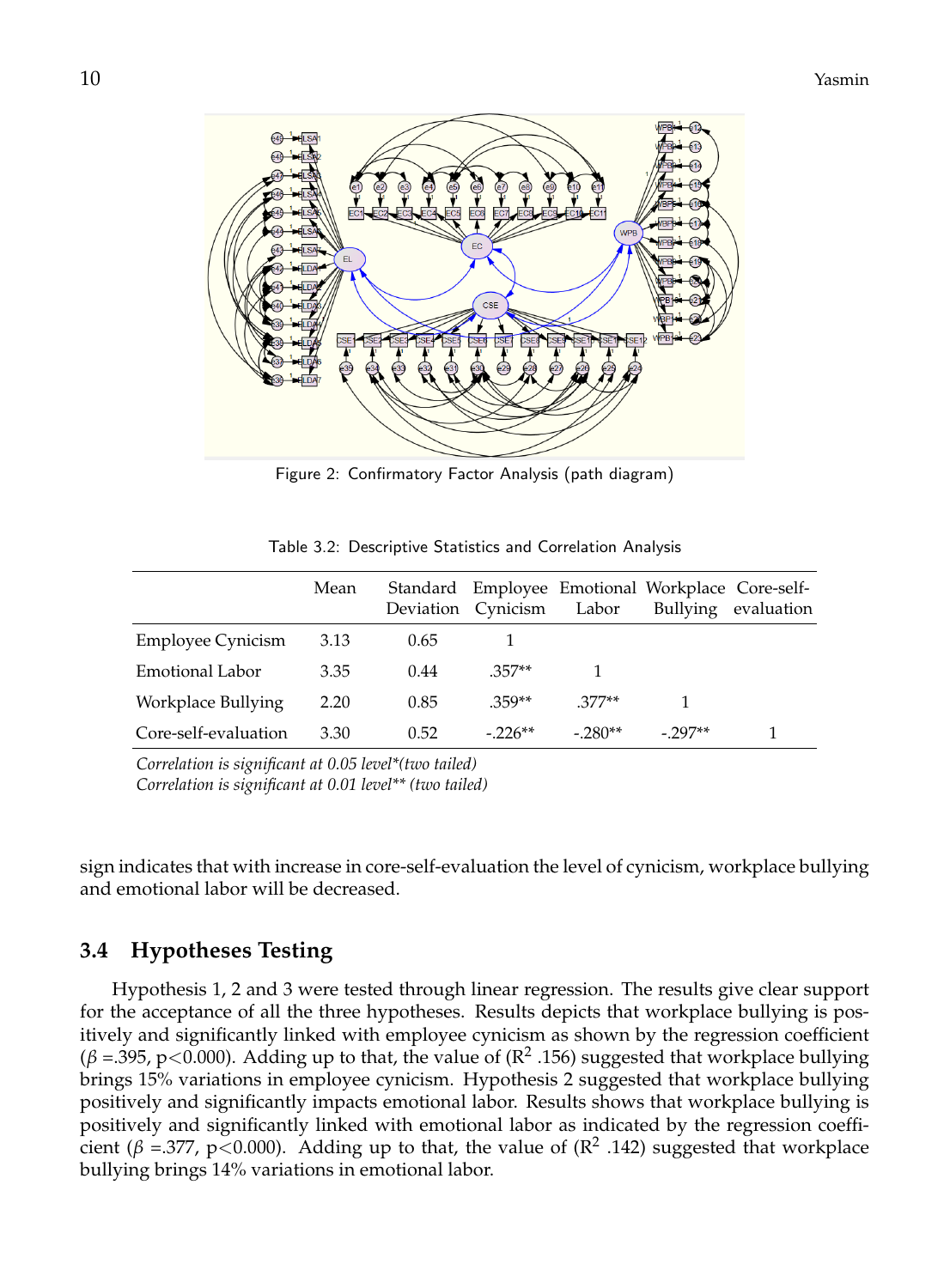Figure 2: Confirmatory Factor Analysis (path diagram)

Table 3.2: Descriptive Statistics and Correlation Analysis

| | Mean | Standard Deviation | Employee Cynicism | Emotional Labor | Workplace Bullying | Core-self-evaluation |
|---|---|---|---|---|---|---|
| Employee Cynicism | 3.13 | 0.65 | 1 | | | |
| Emotional Labor | 3.35 | 0.44 | .357** | 1 | | |
| Workplace Bullying | 2.20 | 0.85 | .359** | .377** | 1 | |
| Core-self-evaluation | 3.30 | 0.52 | -.226** | -.280** | -.297** | 1 |

*Correlation is significant at 0.05 level*(two tailed)*
*Correlation is significant at 0.01 level** (two tailed)*

sign indicates that with increase in core-self-evaluation the level of cynicism, workplace bullying and emotional labor will be decreased.

## 3.4 Hypotheses Testing

Hypothesis 1, 2 and 3 were tested through linear regression. The results give clear support for the acceptance of all the three hypotheses. Results depicts that workplace bullying is positively and significantly linked with employee cynicism as shown by the regression coefficient ($\beta$ =.395, p<0.000). Adding up to that, the value of ($R^2$ .156) suggested that workplace bullying brings 15% variations in employee cynicism. Hypothesis 2 suggested that workplace bullying positively and significantly impacts emotional labor. Results shows that workplace bullying is positively and significantly linked with emotional labor as indicated by the regression coefficient ($\beta$ =.377, p<0.000). Adding up to that, the value of ($R^2$ .142) suggested that workplace bullying brings 14% variations in emotional labor.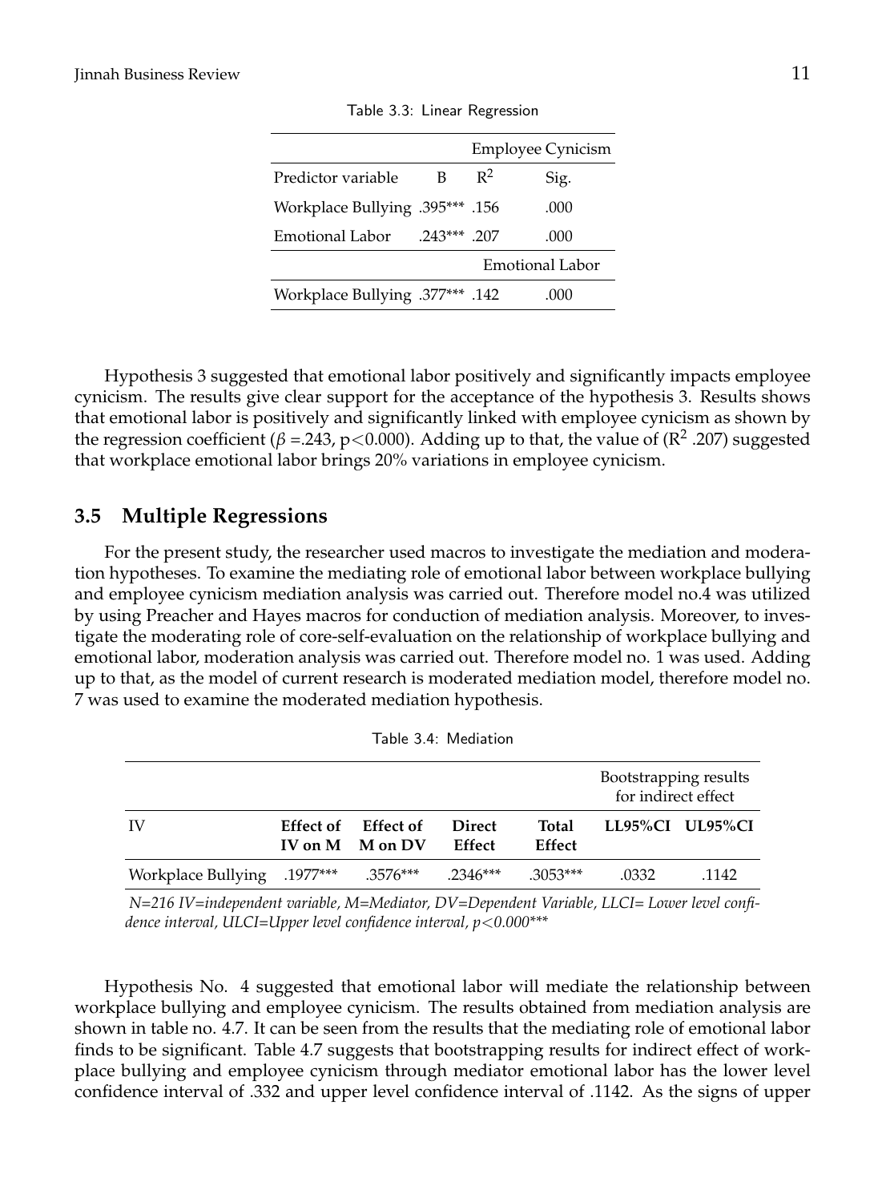Table 3.3: Linear Regression

| | | | Employee Cynicism |
|---|---|---|---|
| Predictor variable | B | $R^2$ | Sig. |
| Workplace Bullying | .395*** | .156 | .000 |
| Emotional Labor | .243*** | .207 | .000 |
| | | | Emotional Labor |
| Workplace Bullying | .377*** | .142 | .000 |

Hypothesis 3 suggested that emotional labor positively and significantly impacts employee cynicism. The results give clear support for the acceptance of the hypothesis 3. Results shows that emotional labor is positively and significantly linked with employee cynicism as shown by the regression coefficient ($\beta$ =.243, p<0.000). Adding up to that, the value of ($R^2$ .207) suggested that workplace emotional labor brings 20% variations in employee cynicism.

## 3.5 Multiple Regressions

For the present study, the researcher used macros to investigate the mediation and moderation hypotheses. To examine the mediating role of emotional labor between workplace bullying and employee cynicism mediation analysis was carried out. Therefore model no.4 was utilized by using Preacher and Hayes macros for conduction of mediation analysis. Moreover, to investigate the moderating role of core-self-evaluation on the relationship of workplace bullying and emotional labor, moderation analysis was carried out. Therefore model no. 1 was used. Adding up to that, as the model of current research is moderated mediation model, therefore model no. 7 was used to examine the moderated mediation hypothesis.

Table 3.4: Mediation

| | | | | | Bootstrapping results for indirect effect | |
|---|---|---|---|---|---|---|
| **IV** | **Effect of IV on M** | **Effect of M on DV** | **Direct Effect** | **Total Effect** | **LL95%CI** | **UL95%CI** |
| Workplace Bullying | .1977*** | .3576*** | .2346*** | .3053*** | .0332 | .1142 |

*N=216 IV=independent variable, M=Mediator, DV=Dependent Variable, LLCI= Lower level confidence interval, ULCI=Upper level confidence interval, p<0.000****

Hypothesis No. 4 suggested that emotional labor will mediate the relationship between workplace bullying and employee cynicism. The results obtained from mediation analysis are shown in table no. 4.7. It can be seen from the results that the mediating role of emotional labor finds to be significant. Table 4.7 suggests that bootstrapping results for indirect effect of workplace bullying and employee cynicism through mediator emotional labor has the lower level confidence interval of .332 and upper level confidence interval of .1142. As the signs of upper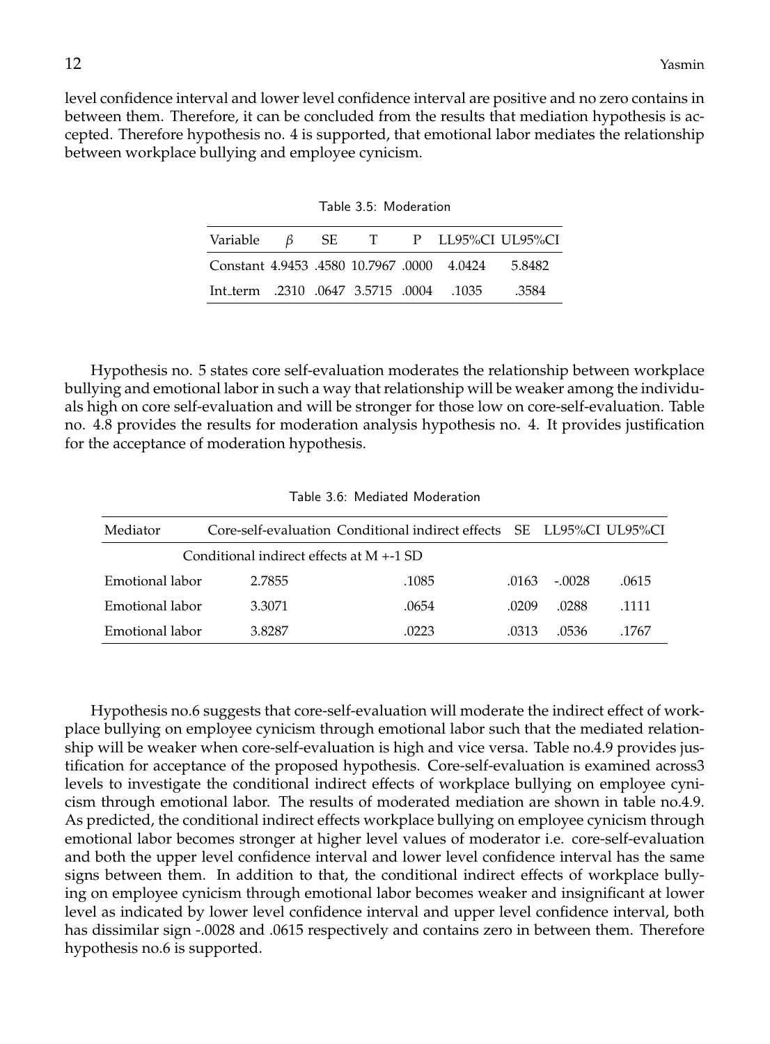level confidence interval and lower level confidence interval are positive and no zero contains in between them. Therefore, it can be concluded from the results that mediation hypothesis is accepted. Therefore hypothesis no. 4 is supported, that emotional labor mediates the relationship between workplace bullying and employee cynicism.

Table 3.5: Moderation

| Variable | $\beta$ | SE | T | P | LL95%CI | UL95%CI |
|---|---|---|---|---|---|---|
| Constant | 4.9453 | .4580 | 10.7967 | .0000 | 4.0424 | 5.8482 |
| Int_term | .2310 | .0647 | 3.5715 | .0004 | .1035 | .3584 |

Hypothesis no. 5 states core self-evaluation moderates the relationship between workplace bullying and emotional labor in such a way that relationship will be weaker among the individuals high on core self-evaluation and will be stronger for those low on core-self-evaluation. Table no. 4.8 provides the results for moderation analysis hypothesis no. 4. It provides justification for the acceptance of moderation hypothesis.

Table 3.6: Mediated Moderation

| Mediator | Core-self-evaluation | Conditional indirect effects | SE | LL95%CI | UL95%CI |
|---|---|---|---|---|---|
| Conditional indirect effects at M +-1 SD | | | | | |
| Emotional labor | 2.7855 | .1085 | .0163 | -.0028 | .0615 |
| Emotional labor | 3.3071 | .0654 | .0209 | .0288 | .1111 |
| Emotional labor | 3.8287 | .0223 | .0313 | .0536 | .1767 |

Hypothesis no.6 suggests that core-self-evaluation will moderate the indirect effect of workplace bullying on employee cynicism through emotional labor such that the mediated relationship will be weaker when core-self-evaluation is high and vice versa. Table no.4.9 provides justification for acceptance of the proposed hypothesis. Core-self-evaluation is examined across3 levels to investigate the conditional indirect effects of workplace bullying on employee cynicism through emotional labor. The results of moderated mediation are shown in table no.4.9. As predicted, the conditional indirect effects workplace bullying on employee cynicism through emotional labor becomes stronger at higher level values of moderator i.e. core-self-evaluation and both the upper level confidence interval and lower level confidence interval has the same signs between them. In addition to that, the conditional indirect effects of workplace bullying on employee cynicism through emotional labor becomes weaker and insignificant at lower level as indicated by lower level confidence interval and upper level confidence interval, both has dissimilar sign -.0028 and .0615 respectively and contains zero in between them. Therefore hypothesis no.6 is supported.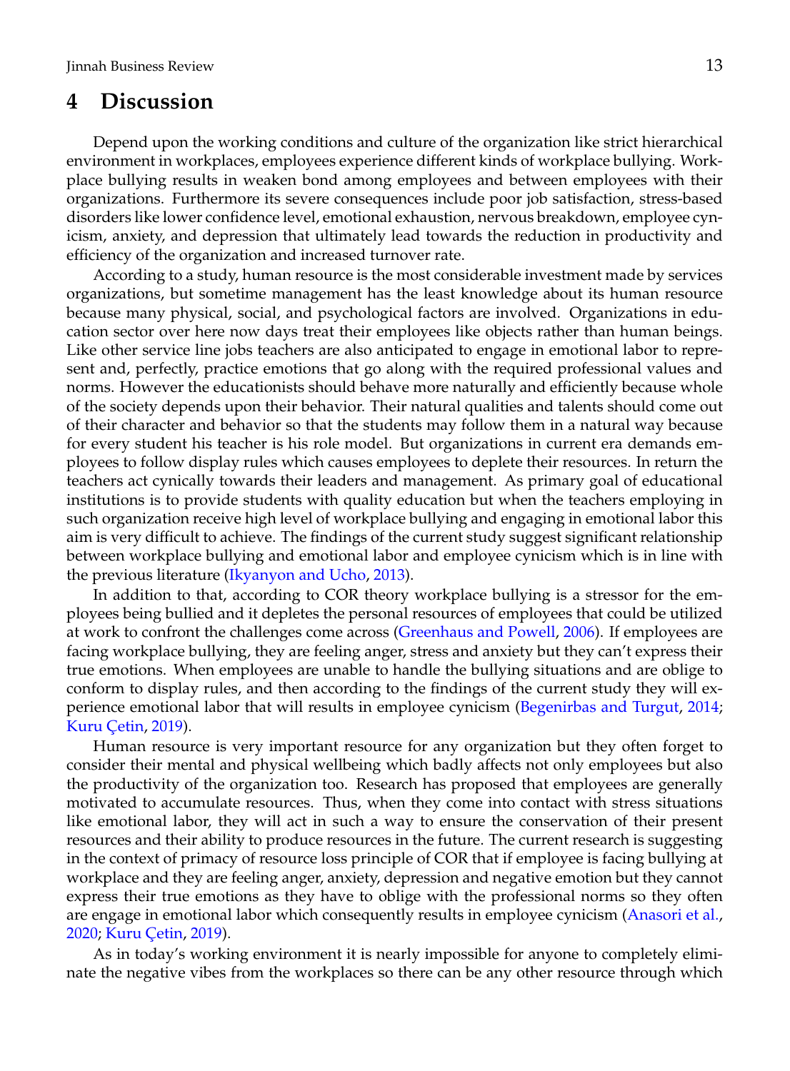# 4 Discussion

Depend upon the working conditions and culture of the organization like strict hierarchical environment in workplaces, employees experience different kinds of workplace bullying. Workplace bullying results in weaken bond among employees and between employees with their organizations. Furthermore its severe consequences include poor job satisfaction, stress-based disorders like lower confidence level, emotional exhaustion, nervous breakdown, employee cynicism, anxiety, and depression that ultimately lead towards the reduction in productivity and efficiency of the organization and increased turnover rate.

According to a study, human resource is the most considerable investment made by services organizations, but sometime management has the least knowledge about its human resource because many physical, social, and psychological factors are involved. Organizations in education sector over here now days treat their employees like objects rather than human beings. Like other service line jobs teachers are also anticipated to engage in emotional labor to represent and, perfectly, practice emotions that go along with the required professional values and norms. However the educationists should behave more naturally and efficiently because whole of the society depends upon their behavior. Their natural qualities and talents should come out of their character and behavior so that the students may follow them in a natural way because for every student his teacher is his role model. But organizations in current era demands employees to follow display rules which causes employees to deplete their resources. In return the teachers act cynically towards their leaders and management. As primary goal of educational institutions is to provide students with quality education but when the teachers employing in such organization receive high level of workplace bullying and engaging in emotional labor this aim is very difficult to achieve. The findings of the current study suggest significant relationship between workplace bullying and emotional labor and employee cynicism which is in line with the previous literature (Ikyanyon and Ucho, 2013).

In addition to that, according to COR theory workplace bullying is a stressor for the employees being bullied and it depletes the personal resources of employees that could be utilized at work to confront the challenges come across (Greenhaus and Powell, 2006). If employees are facing workplace bullying, they are feeling anger, stress and anxiety but they can't express their true emotions. When employees are unable to handle the bullying situations and are oblige to conform to display rules, and then according to the findings of the current study they will experience emotional labor that will results in employee cynicism (Begenirbas and Turgut, 2014; Kuru Çetin, 2019).

Human resource is very important resource for any organization but they often forget to consider their mental and physical wellbeing which badly affects not only employees but also the productivity of the organization too. Research has proposed that employees are generally motivated to accumulate resources. Thus, when they come into contact with stress situations like emotional labor, they will act in such a way to ensure the conservation of their present resources and their ability to produce resources in the future. The current research is suggesting in the context of primacy of resource loss principle of COR that if employee is facing bullying at workplace and they are feeling anger, anxiety, depression and negative emotion but they cannot express their true emotions as they have to oblige with the professional norms so they often are engage in emotional labor which consequently results in employee cynicism (Anasori et al., 2020; Kuru Çetin, 2019).

As in today's working environment it is nearly impossible for anyone to completely eliminate the negative vibes from the workplaces so there can be any other resource through which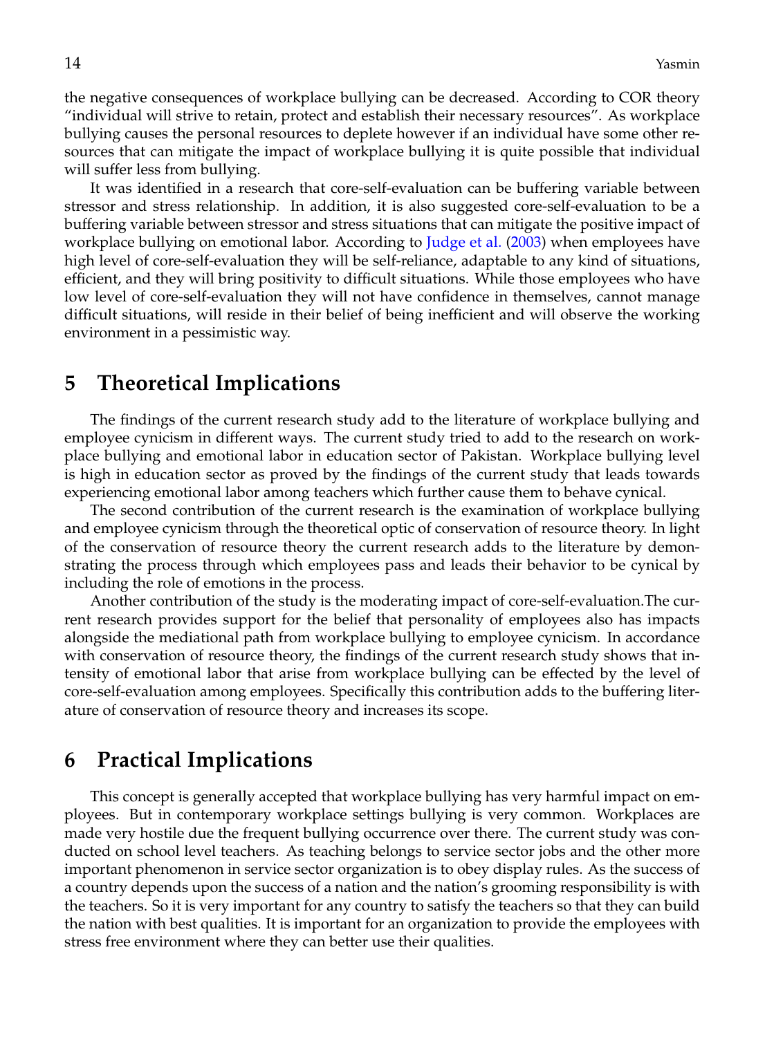the negative consequences of workplace bullying can be decreased. According to COR theory "individual will strive to retain, protect and establish their necessary resources". As workplace bullying causes the personal resources to deplete however if an individual have some other resources that can mitigate the impact of workplace bullying it is quite possible that individual will suffer less from bullying.

It was identified in a research that core-self-evaluation can be buffering variable between stressor and stress relationship. In addition, it is also suggested core-self-evaluation to be a buffering variable between stressor and stress situations that can mitigate the positive impact of workplace bullying on emotional labor. According to Judge et al. (2003) when employees have high level of core-self-evaluation they will be self-reliance, adaptable to any kind of situations, efficient, and they will bring positivity to difficult situations. While those employees who have low level of core-self-evaluation they will not have confidence in themselves, cannot manage difficult situations, will reside in their belief of being inefficient and will observe the working environment in a pessimistic way.

# 5 Theoretical Implications

The findings of the current research study add to the literature of workplace bullying and employee cynicism in different ways. The current study tried to add to the research on workplace bullying and emotional labor in education sector of Pakistan. Workplace bullying level is high in education sector as proved by the findings of the current study that leads towards experiencing emotional labor among teachers which further cause them to behave cynical.

The second contribution of the current research is the examination of workplace bullying and employee cynicism through the theoretical optic of conservation of resource theory. In light of the conservation of resource theory the current research adds to the literature by demonstrating the process through which employees pass and leads their behavior to be cynical by including the role of emotions in the process.

Another contribution of the study is the moderating impact of core-self-evaluation.The current research provides support for the belief that personality of employees also has impacts alongside the mediational path from workplace bullying to employee cynicism. In accordance with conservation of resource theory, the findings of the current research study shows that intensity of emotional labor that arise from workplace bullying can be effected by the level of core-self-evaluation among employees. Specifically this contribution adds to the buffering literature of conservation of resource theory and increases its scope.

# 6 Practical Implications

This concept is generally accepted that workplace bullying has very harmful impact on employees. But in contemporary workplace settings bullying is very common. Workplaces are made very hostile due the frequent bullying occurrence over there. The current study was conducted on school level teachers. As teaching belongs to service sector jobs and the other more important phenomenon in service sector organization is to obey display rules. As the success of a country depends upon the success of a nation and the nation's grooming responsibility is with the teachers. So it is very important for any country to satisfy the teachers so that they can build the nation with best qualities. It is important for an organization to provide the employees with stress free environment where they can better use their qualities.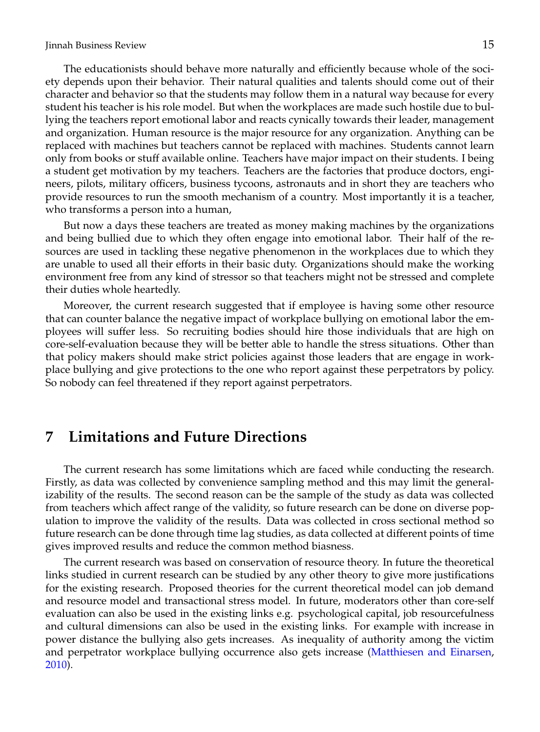The educationists should behave more naturally and efficiently because whole of the society depends upon their behavior. Their natural qualities and talents should come out of their character and behavior so that the students may follow them in a natural way because for every student his teacher is his role model. But when the workplaces are made such hostile due to bullying the teachers report emotional labor and reacts cynically towards their leader, management and organization. Human resource is the major resource for any organization. Anything can be replaced with machines but teachers cannot be replaced with machines. Students cannot learn only from books or stuff available online. Teachers have major impact on their students. I being a student get motivation by my teachers. Teachers are the factories that produce doctors, engineers, pilots, military officers, business tycoons, astronauts and in short they are teachers who provide resources to run the smooth mechanism of a country. Most importantly it is a teacher, who transforms a person into a human,

But now a days these teachers are treated as money making machines by the organizations and being bullied due to which they often engage into emotional labor. Their half of the resources are used in tackling these negative phenomenon in the workplaces due to which they are unable to used all their efforts in their basic duty. Organizations should make the working environment free from any kind of stressor so that teachers might not be stressed and complete their duties whole heartedly.

Moreover, the current research suggested that if employee is having some other resource that can counter balance the negative impact of workplace bullying on emotional labor the employees will suffer less. So recruiting bodies should hire those individuals that are high on core-self-evaluation because they will be better able to handle the stress situations. Other than that policy makers should make strict policies against those leaders that are engage in workplace bullying and give protections to the one who report against these perpetrators by policy. So nobody can feel threatened if they report against perpetrators.

# 7 Limitations and Future Directions

The current research has some limitations which are faced while conducting the research. Firstly, as data was collected by convenience sampling method and this may limit the generalizability of the results. The second reason can be the sample of the study as data was collected from teachers which affect range of the validity, so future research can be done on diverse population to improve the validity of the results. Data was collected in cross sectional method so future research can be done through time lag studies, as data collected at different points of time gives improved results and reduce the common method biasness.

The current research was based on conservation of resource theory. In future the theoretical links studied in current research can be studied by any other theory to give more justifications for the existing research. Proposed theories for the current theoretical model can job demand and resource model and transactional stress model. In future, moderators other than core-self evaluation can also be used in the existing links e.g. psychological capital, job resourcefulness and cultural dimensions can also be used in the existing links. For example with increase in power distance the bullying also gets increases. As inequality of authority among the victim and perpetrator workplace bullying occurrence also gets increase (Matthiesen and Einarsen, 2010).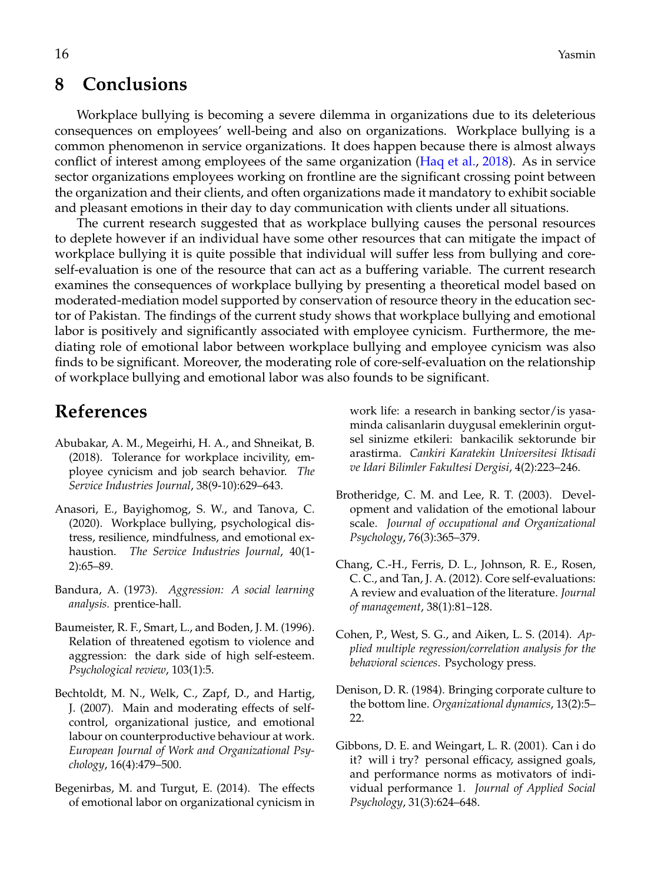## 8 Conclusions

Workplace bullying is becoming a severe dilemma in organizations due to its deleterious consequences on employees' well-being and also on organizations. Workplace bullying is a common phenomenon in service organizations. It does happen because there is almost always conflict of interest among employees of the same organization (Haq et al., 2018). As in service sector organizations employees working on frontline are the significant crossing point between the organization and their clients, and often organizations made it mandatory to exhibit sociable and pleasant emotions in their day to day communication with clients under all situations.

The current research suggested that as workplace bullying causes the personal resources to deplete however if an individual have some other resources that can mitigate the impact of workplace bullying it is quite possible that individual will suffer less from bullying and core-self-evaluation is one of the resource that can act as a buffering variable. The current research examines the consequences of workplace bullying by presenting a theoretical model based on moderated-mediation model supported by conservation of resource theory in the education sector of Pakistan. The findings of the current study shows that workplace bullying and emotional labor is positively and significantly associated with employee cynicism. Furthermore, the mediating role of emotional labor between workplace bullying and employee cynicism was also finds to be significant. Moreover, the moderating role of core-self-evaluation on the relationship of workplace bullying and emotional labor was also founds to be significant.

## References

Abubakar, A. M., Megeirhi, H. A., and Shneikat, B. (2018). Tolerance for workplace incivility, employee cynicism and job search behavior. *The Service Industries Journal*, 38(9-10):629–643.

Anasori, E., Bayighomog, S. W., and Tanova, C. (2020). Workplace bullying, psychological distress, resilience, mindfulness, and emotional exhaustion. *The Service Industries Journal*, 40(1-2):65–89.

Bandura, A. (1973). *Aggression: A social learning analysis.* prentice-hall.

Baumeister, R. F., Smart, L., and Boden, J. M. (1996). Relation of threatened egotism to violence and aggression: the dark side of high self-esteem. *Psychological review*, 103(1):5.

Bechtoldt, M. N., Welk, C., Zapf, D., and Hartig, J. (2007). Main and moderating effects of self-control, organizational justice, and emotional labour on counterproductive behaviour at work. *European Journal of Work and Organizational Psychology*, 16(4):479–500.

Begenirbas, M. and Turgut, E. (2014). The effects of emotional labor on organizational cynicism in work life: a research in banking sector/is yasaminda calisanlarin duygusal emeklerinin orgutsel sinizme etkileri: bankacilik sektorunde bir arastirma. *Cankiri Karatekin Universitesi Iktisadi ve Idari Bilimler Fakultesi Dergisi*, 4(2):223–246.

Brotheridge, C. M. and Lee, R. T. (2003). Development and validation of the emotional labour scale. *Journal of occupational and Organizational Psychology*, 76(3):365–379.

Chang, C.-H., Ferris, D. L., Johnson, R. E., Rosen, C. C., and Tan, J. A. (2012). Core self-evaluations: A review and evaluation of the literature. *Journal of management*, 38(1):81–128.

Cohen, P., West, S. G., and Aiken, L. S. (2014). *Applied multiple regression/correlation analysis for the behavioral sciences*. Psychology press.

Denison, D. R. (1984). Bringing corporate culture to the bottom line. *Organizational dynamics*, 13(2):5–22.

Gibbons, D. E. and Weingart, L. R. (2001). Can i do it? will i try? personal efficacy, assigned goals, and performance norms as motivators of individual performance 1. *Journal of Applied Social Psychology*, 31(3):624–648.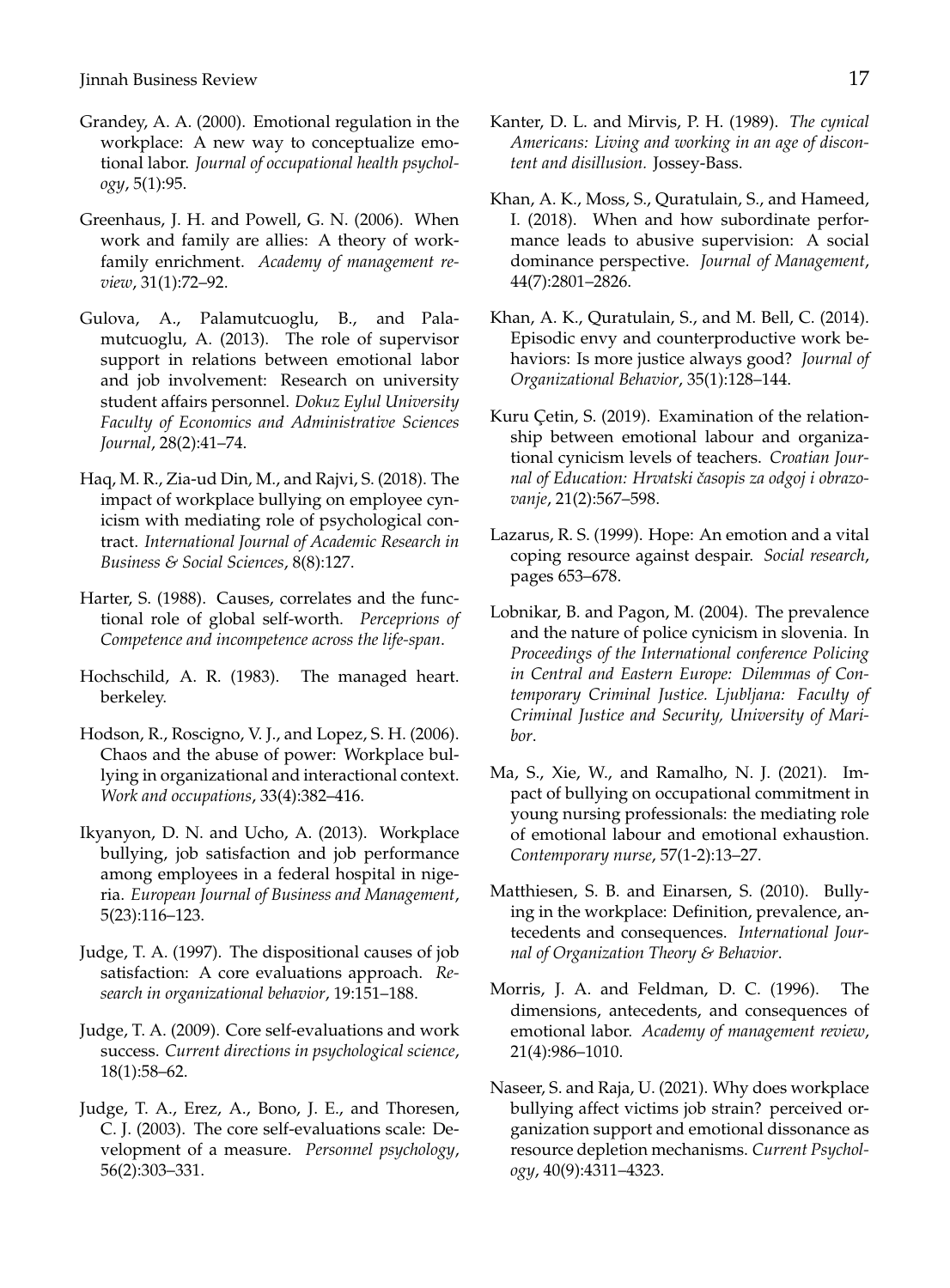Grandey, A. A. (2000). Emotional regulation in the workplace: A new way to conceptualize emotional labor. *Journal of occupational health psychology*, 5(1):95.

Greenhaus, J. H. and Powell, G. N. (2006). When work and family are allies: A theory of work-family enrichment. *Academy of management review*, 31(1):72–92.

Gulova, A., Palamutcuoglu, B., and Palamutcuoglu, A. (2013). The role of supervisor support in relations between emotional labor and job involvement: Research on university student affairs personnel. *Dokuz Eylul University Faculty of Economics and Administrative Sciences Journal*, 28(2):41–74.

Haq, M. R., Zia-ud Din, M., and Rajvi, S. (2018). The impact of workplace bullying on employee cynicism with mediating role of psychological contract. *International Journal of Academic Research in Business & Social Sciences*, 8(8):127.

Harter, S. (1988). Causes, correlates and the functional role of global self-worth. *Perceprions of Competence and incompetence across the life-span*.

Hochschild, A. R. (1983). The managed heart. berkeley.

Hodson, R., Roscigno, V. J., and Lopez, S. H. (2006). Chaos and the abuse of power: Workplace bullying in organizational and interactional context. *Work and occupations*, 33(4):382–416.

Ikyanyon, D. N. and Ucho, A. (2013). Workplace bullying, job satisfaction and job performance among employees in a federal hospital in nigeria. *European Journal of Business and Management*, 5(23):116–123.

Judge, T. A. (1997). The dispositional causes of job satisfaction: A core evaluations approach. *Research in organizational behavior*, 19:151–188.

Judge, T. A. (2009). Core self-evaluations and work success. *Current directions in psychological science*, 18(1):58–62.

Judge, T. A., Erez, A., Bono, J. E., and Thoresen, C. J. (2003). The core self-evaluations scale: Development of a measure. *Personnel psychology*, 56(2):303–331.

Kanter, D. L. and Mirvis, P. H. (1989). *The cynical Americans: Living and working in an age of discontent and disillusion.* Jossey-Bass.

Khan, A. K., Moss, S., Quratulain, S., and Hameed, I. (2018). When and how subordinate performance leads to abusive supervision: A social dominance perspective. *Journal of Management*, 44(7):2801–2826.

Khan, A. K., Quratulain, S., and M. Bell, C. (2014). Episodic envy and counterproductive work behaviors: Is more justice always good? *Journal of Organizational Behavior*, 35(1):128–144.

Kuru Çetin, S. (2019). Examination of the relationship between emotional labour and organizational cynicism levels of teachers. *Croatian Journal of Education: Hrvatski časopis za odgoj i obrazovanje*, 21(2):567–598.

Lazarus, R. S. (1999). Hope: An emotion and a vital coping resource against despair. *Social research*, pages 653–678.

Lobnikar, B. and Pagon, M. (2004). The prevalence and the nature of police cynicism in slovenia. In *Proceedings of the International conference Policing in Central and Eastern Europe: Dilemmas of Contemporary Criminal Justice. Ljubljana: Faculty of Criminal Justice and Security, University of Maribor*.

Ma, S., Xie, W., and Ramalho, N. J. (2021). Impact of bullying on occupational commitment in young nursing professionals: the mediating role of emotional labour and emotional exhaustion. *Contemporary nurse*, 57(1-2):13–27.

Matthiesen, S. B. and Einarsen, S. (2010). Bullying in the workplace: Definition, prevalence, antecedents and consequences. *International Journal of Organization Theory & Behavior*.

Morris, J. A. and Feldman, D. C. (1996). The dimensions, antecedents, and consequences of emotional labor. *Academy of management review*, 21(4):986–1010.

Naseer, S. and Raja, U. (2021). Why does workplace bullying affect victims job strain? perceived organization support and emotional dissonance as resource depletion mechanisms. *Current Psychology*, 40(9):4311–4323.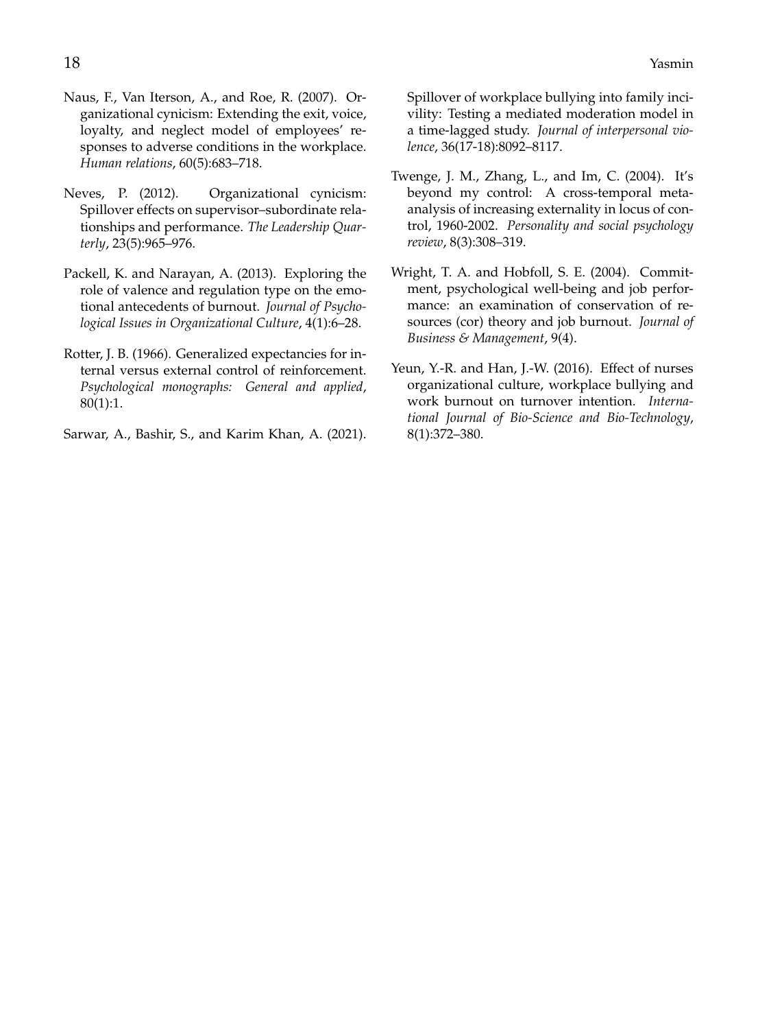Naus, F., Van Iterson, A., and Roe, R. (2007). Organizational cynicism: Extending the exit, voice, loyalty, and neglect model of employees' responses to adverse conditions in the workplace. *Human relations*, 60(5):683–718.

Neves, P. (2012). Organizational cynicism: Spillover effects on supervisor–subordinate relationships and performance. *The Leadership Quarterly*, 23(5):965–976.

Packell, K. and Narayan, A. (2013). Exploring the role of valence and regulation type on the emotional antecedents of burnout. *Journal of Psychological Issues in Organizational Culture*, 4(1):6–28.

Rotter, J. B. (1966). Generalized expectancies for internal versus external control of reinforcement. *Psychological monographs: General and applied*, 80(1):1.

Sarwar, A., Bashir, S., and Karim Khan, A. (2021). Spillover of workplace bullying into family incivility: Testing a mediated moderation model in a time-lagged study. *Journal of interpersonal violence*, 36(17-18):8092–8117.

Twenge, J. M., Zhang, L., and Im, C. (2004). It's beyond my control: A cross-temporal meta-analysis of increasing externality in locus of control, 1960-2002. *Personality and social psychology review*, 8(3):308–319.

Wright, T. A. and Hobfoll, S. E. (2004). Commitment, psychological well-being and job performance: an examination of conservation of resources (cor) theory and job burnout. *Journal of Business & Management*, 9(4).

Yeun, Y.-R. and Han, J.-W. (2016). Effect of nurses organizational culture, workplace bullying and work burnout on turnover intention. *International Journal of Bio-Science and Bio-Technology*, 8(1):372–380.